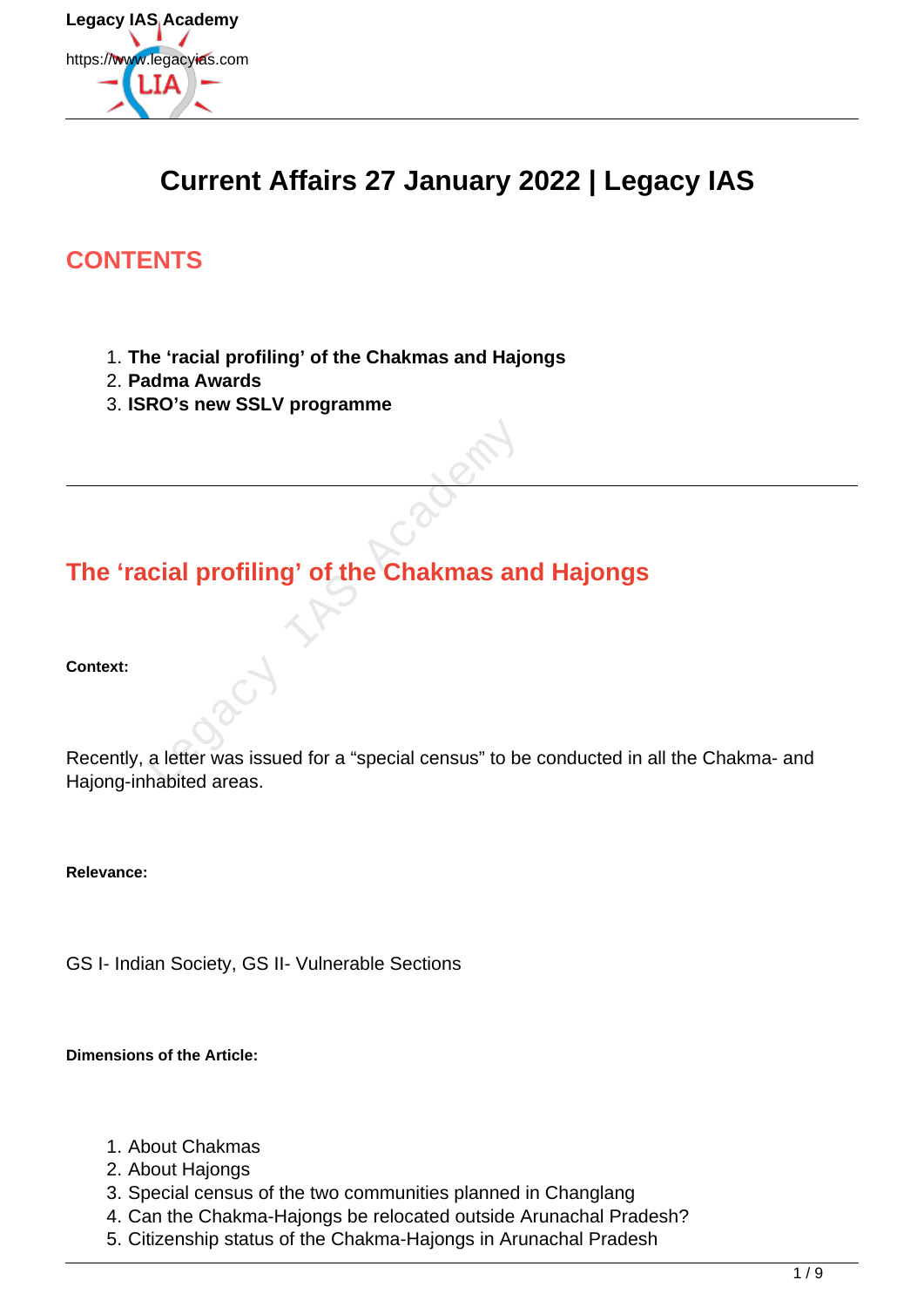# Current Affairs 27 January 2022 | Legacy IAS

## CONTENTS

1. **The 'racial profiling' of the Chakmas and Hajongs**
2. **Padma Awards**
3. **ISRO's new SSLV programme**

---

## The 'racial profiling' of the Chakmas and Hajongs

**Context:**

Recently, a letter was issued for a "special census" to be conducted in all the Chakma- and Hajong-inhabited areas.

**Relevance:**

GS I- Indian Society, GS II- Vulnerable Sections

**Dimensions of the Article:**

1. About Chakmas
2. About Hajongs
3. Special census of the two communities planned in Changlang
4. Can the Chakma-Hajongs be relocated outside Arunachal Pradesh?
5. Citizenship status of the Chakma-Hajongs in Arunachal Pradesh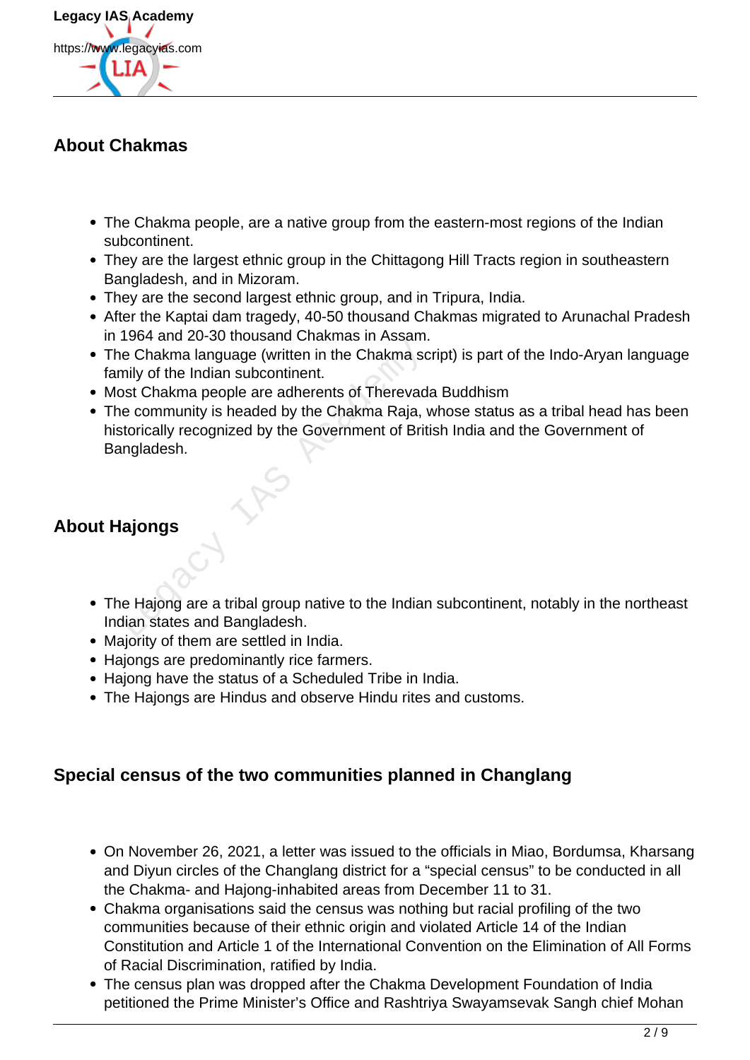## About Chakmas

- The Chakma people, are a native group from the eastern-most regions of the Indian subcontinent.
- They are the largest ethnic group in the Chittagong Hill Tracts region in southeastern Bangladesh, and in Mizoram.
- They are the second largest ethnic group, and in Tripura, India.
- After the Kaptai dam tragedy, 40-50 thousand Chakmas migrated to Arunachal Pradesh in 1964 and 20-30 thousand Chakmas in Assam.
- The Chakma language (written in the Chakma script) is part of the Indo-Aryan language family of the Indian subcontinent.
- Most Chakma people are adherents of Therevada Buddhism
- The community is headed by the Chakma Raja, whose status as a tribal head has been historically recognized by the Government of British India and the Government of Bangladesh.

## About Hajongs

- The Hajong are a tribal group native to the Indian subcontinent, notably in the northeast Indian states and Bangladesh.
- Majority of them are settled in India.
- Hajongs are predominantly rice farmers.
- Hajong have the status of a Scheduled Tribe in India.
- The Hajongs are Hindus and observe Hindu rites and customs.

## Special census of the two communities planned in Changlang

- On November 26, 2021, a letter was issued to the officials in Miao, Bordumsa, Kharsang and Diyun circles of the Changlang district for a “special census” to be conducted in all the Chakma- and Hajong-inhabited areas from December 11 to 31.
- Chakma organisations said the census was nothing but racial profiling of the two communities because of their ethnic origin and violated Article 14 of the Indian Constitution and Article 1 of the International Convention on the Elimination of All Forms of Racial Discrimination, ratified by India.
- The census plan was dropped after the Chakma Development Foundation of India petitioned the Prime Minister’s Office and Rashtriya Swayamsevak Sangh chief Mohan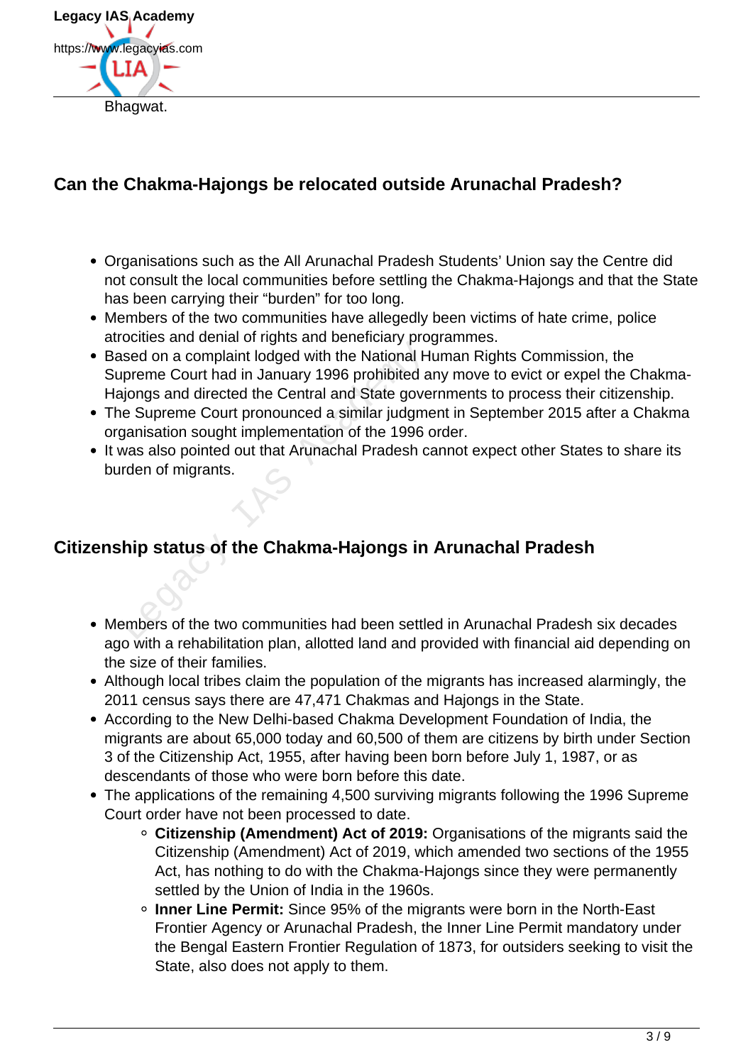Bhagwat.

## Can the Chakma-Hajongs be relocated outside Arunachal Pradesh?

- Organisations such as the All Arunachal Pradesh Students' Union say the Centre did not consult the local communities before settling the Chakma-Hajongs and that the State has been carrying their "burden" for too long.
- Members of the two communities have allegedly been victims of hate crime, police atrocities and denial of rights and beneficiary programmes.
- Based on a complaint lodged with the National Human Rights Commission, the Supreme Court had in January 1996 prohibited any move to evict or expel the Chakma-Hajongs and directed the Central and State governments to process their citizenship.
- The Supreme Court pronounced a similar judgment in September 2015 after a Chakma organisation sought implementation of the 1996 order.
- It was also pointed out that Arunachal Pradesh cannot expect other States to share its burden of migrants.

## Citizenship status of the Chakma-Hajongs in Arunachal Pradesh

- Members of the two communities had been settled in Arunachal Pradesh six decades ago with a rehabilitation plan, allotted land and provided with financial aid depending on the size of their families.
- Although local tribes claim the population of the migrants has increased alarmingly, the 2011 census says there are 47,471 Chakmas and Hajongs in the State.
- According to the New Delhi-based Chakma Development Foundation of India, the migrants are about 65,000 today and 60,500 of them are citizens by birth under Section 3 of the Citizenship Act, 1955, after having been born before July 1, 1987, or as descendants of those who were born before this date.
- The applications of the remaining 4,500 surviving migrants following the 1996 Supreme Court order have not been processed to date.
    - **Citizenship (Amendment) Act of 2019:** Organisations of the migrants said the Citizenship (Amendment) Act of 2019, which amended two sections of the 1955 Act, has nothing to do with the Chakma-Hajongs since they were permanently settled by the Union of India in the 1960s.
    - **Inner Line Permit:** Since 95% of the migrants were born in the North-East Frontier Agency or Arunachal Pradesh, the Inner Line Permit mandatory under the Bengal Eastern Frontier Regulation of 1873, for outsiders seeking to visit the State, also does not apply to them.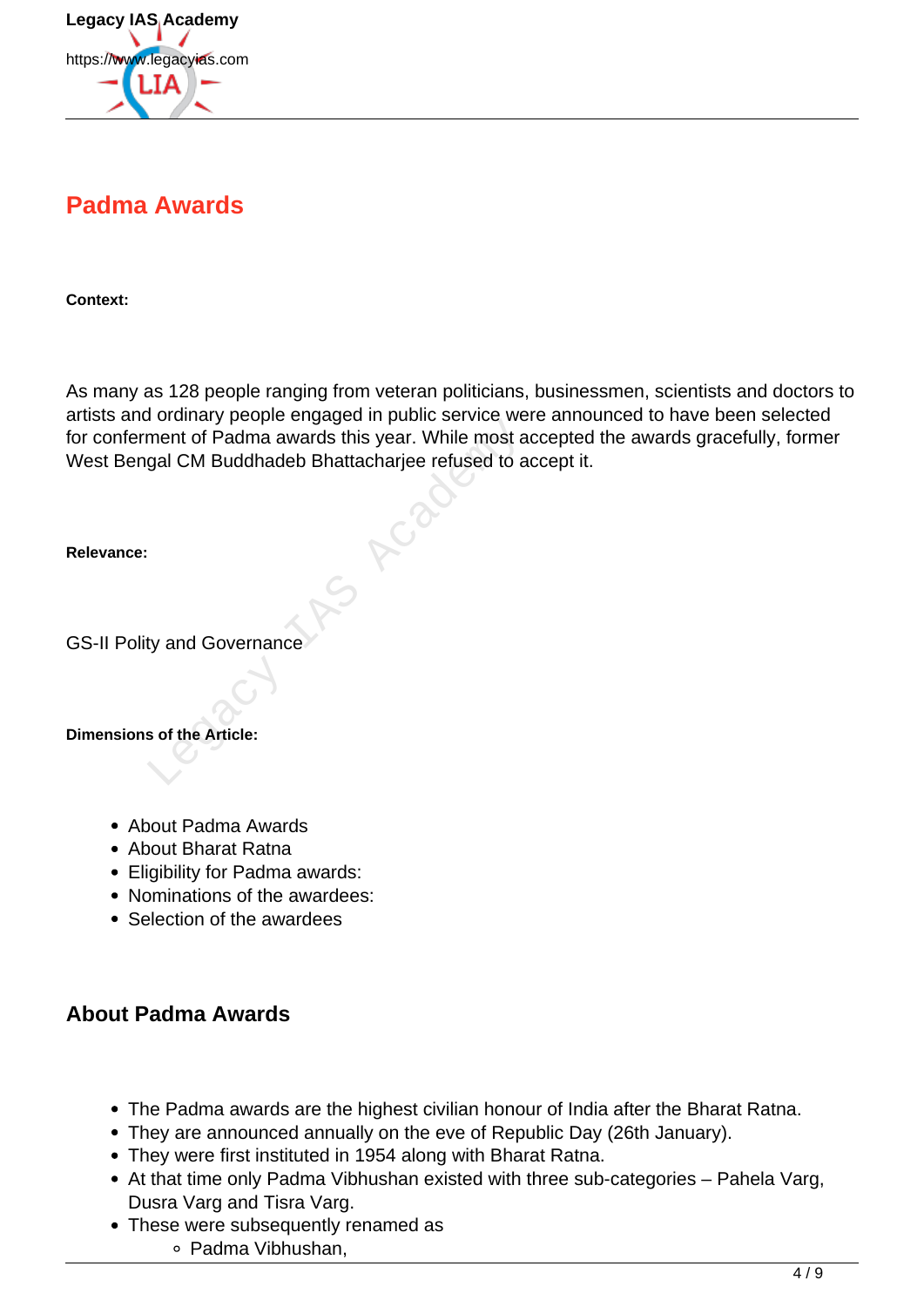## Padma Awards

**Context:**

As many as 128 people ranging from veteran politicians, businessmen, scientists and doctors to artists and ordinary people engaged in public service were announced to have been selected for conferment of Padma awards this year. While most accepted the awards gracefully, former West Bengal CM Buddhadeb Bhattacharjee refused to accept it.

**Relevance:**

GS-II Polity and Governance

**Dimensions of the Article:**

- About Padma Awards
- About Bharat Ratna
- Eligibility for Padma awards:
- Nominations of the awardees:
- Selection of the awardees

### About Padma Awards

- The Padma awards are the highest civilian honour of India after the Bharat Ratna.
- They are announced annually on the eve of Republic Day (26th January).
- They were first instituted in 1954 along with Bharat Ratna.
- At that time only Padma Vibhushan existed with three sub-categories – Pahela Varg, Dusra Varg and Tisra Varg.
- These were subsequently renamed as
    - Padma Vibhushan,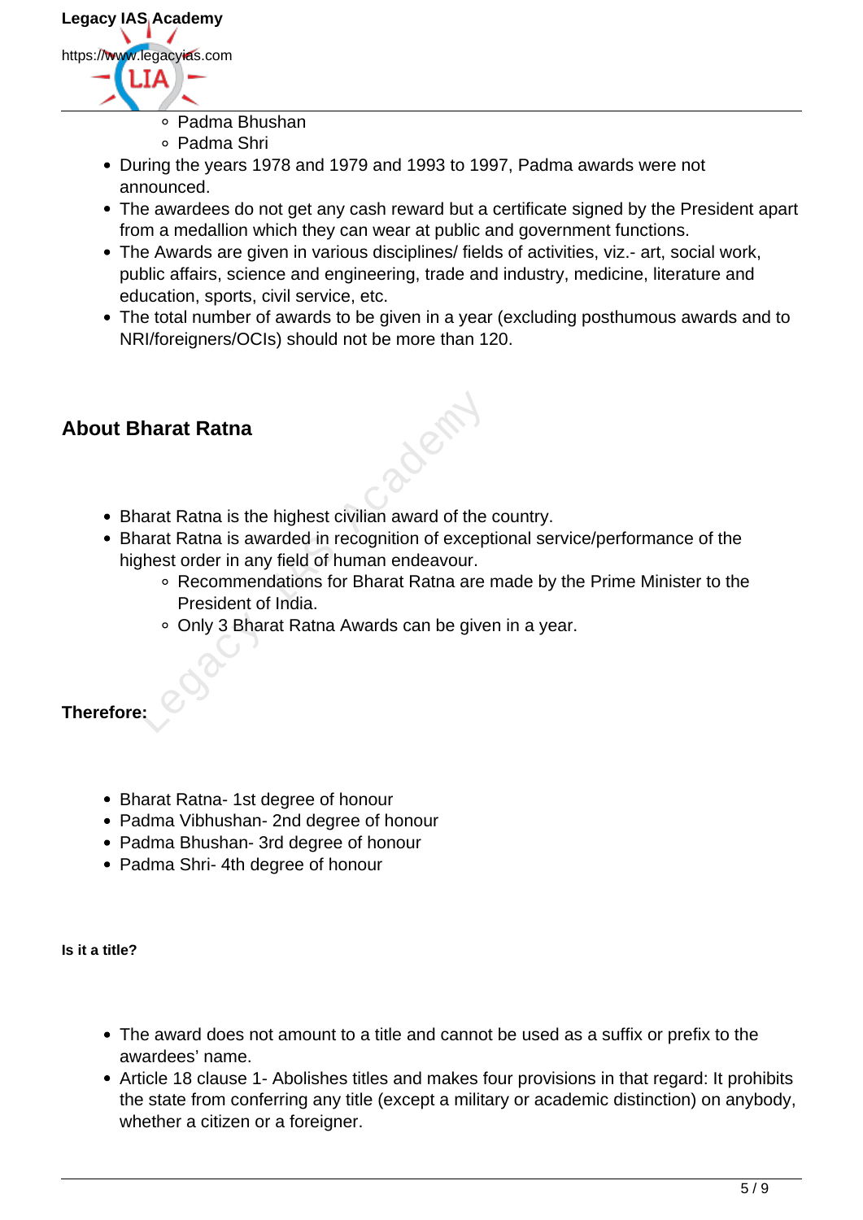- Padma Bhushan
    - Padma Shri
- During the years 1978 and 1979 and 1993 to 1997, Padma awards were not announced.
- The awardees do not get any cash reward but a certificate signed by the President apart from a medallion which they can wear at public and government functions.
- The Awards are given in various disciplines/ fields of activities, viz.- art, social work, public affairs, science and engineering, trade and industry, medicine, literature and education, sports, civil service, etc.
- The total number of awards to be given in a year (excluding posthumous awards and to NRI/foreigners/OCIs) should not be more than 120.

## About Bharat Ratna

- Bharat Ratna is the highest civilian award of the country.
- Bharat Ratna is awarded in recognition of exceptional service/performance of the highest order in any field of human endeavour.
    - Recommendations for Bharat Ratna are made by the Prime Minister to the President of India.
    - Only 3 Bharat Ratna Awards can be given in a year.

**Therefore:**

- Bharat Ratna- 1st degree of honour
- Padma Vibhushan- 2nd degree of honour
- Padma Bhushan- 3rd degree of honour
- Padma Shri- 4th degree of honour

**Is it a title?**

- The award does not amount to a title and cannot be used as a suffix or prefix to the awardees' name.
- Article 18 clause 1- Abolishes titles and makes four provisions in that regard: It prohibits the state from conferring any title (except a military or academic distinction) on anybody, whether a citizen or a foreigner.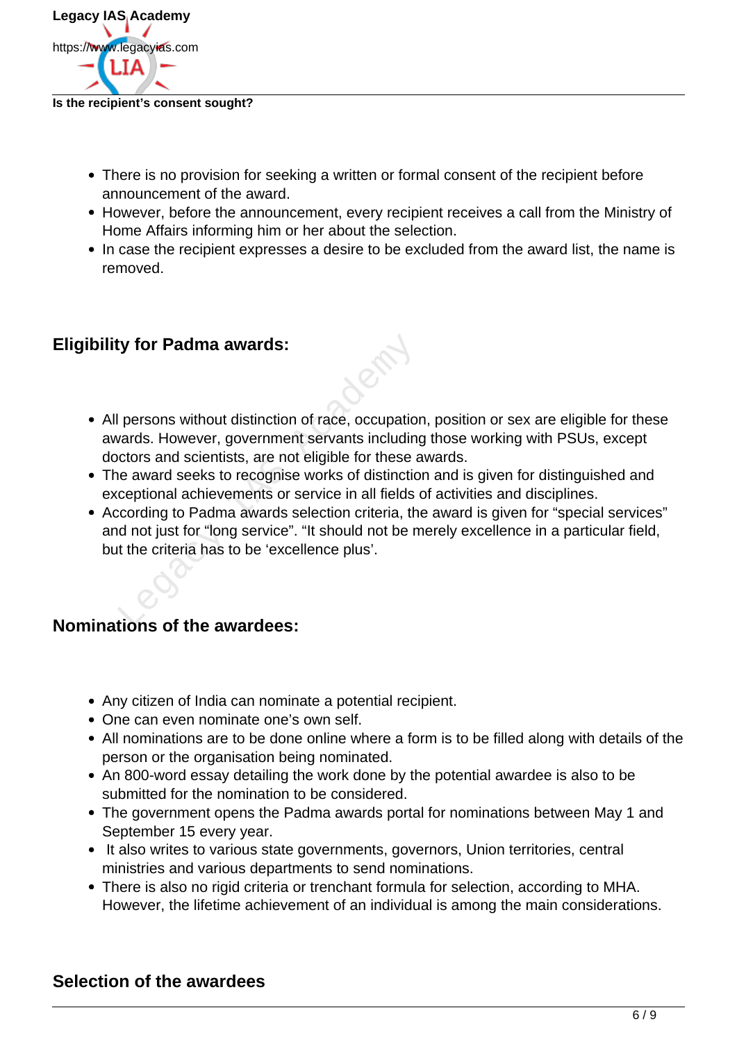**Is the recipient's consent sought?**

- There is no provision for seeking a written or formal consent of the recipient before announcement of the award.
- However, before the announcement, every recipient receives a call from the Ministry of Home Affairs informing him or her about the selection.
- In case the recipient expresses a desire to be excluded from the award list, the name is removed.

## Eligibility for Padma awards:

- All persons without distinction of race, occupation, position or sex are eligible for these awards. However, government servants including those working with PSUs, except doctors and scientists, are not eligible for these awards.
- The award seeks to recognise works of distinction and is given for distinguished and exceptional achievements or service in all fields of activities and disciplines.
- According to Padma awards selection criteria, the award is given for "special services" and not just for "long service". "It should not be merely excellence in a particular field, but the criteria has to be 'excellence plus'.

## Nominations of the awardees:

- Any citizen of India can nominate a potential recipient.
- One can even nominate one's own self.
- All nominations are to be done online where a form is to be filled along with details of the person or the organisation being nominated.
- An 800-word essay detailing the work done by the potential awardee is also to be submitted for the nomination to be considered.
- The government opens the Padma awards portal for nominations between May 1 and September 15 every year.
- It also writes to various state governments, governors, Union territories, central ministries and various departments to send nominations.
- There is also no rigid criteria or trenchant formula for selection, according to MHA. However, the lifetime achievement of an individual is among the main considerations.

## Selection of the awardees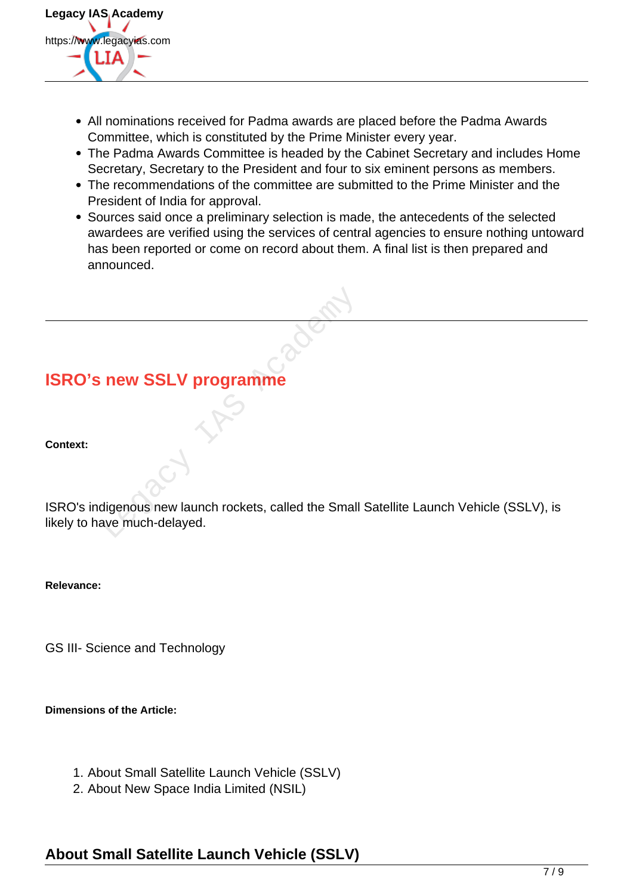- All nominations received for Padma awards are placed before the Padma Awards Committee, which is constituted by the Prime Minister every year.
- The Padma Awards Committee is headed by the Cabinet Secretary and includes Home Secretary, Secretary to the President and four to six eminent persons as members.
- The recommendations of the committee are submitted to the Prime Minister and the President of India for approval.
- Sources said once a preliminary selection is made, the antecedents of the selected awardees are verified using the services of central agencies to ensure nothing untoward has been reported or come on record about them. A final list is then prepared and announced.

---

## ISRO's new SSLV programme

**Context:**

ISRO's indigenous new launch rockets, called the Small Satellite Launch Vehicle (SSLV), is likely to have much-delayed.

**Relevance:**

GS III- Science and Technology

**Dimensions of the Article:**

1. About Small Satellite Launch Vehicle (SSLV)
2. About New Space India Limited (NSIL)

### About Small Satellite Launch Vehicle (SSLV)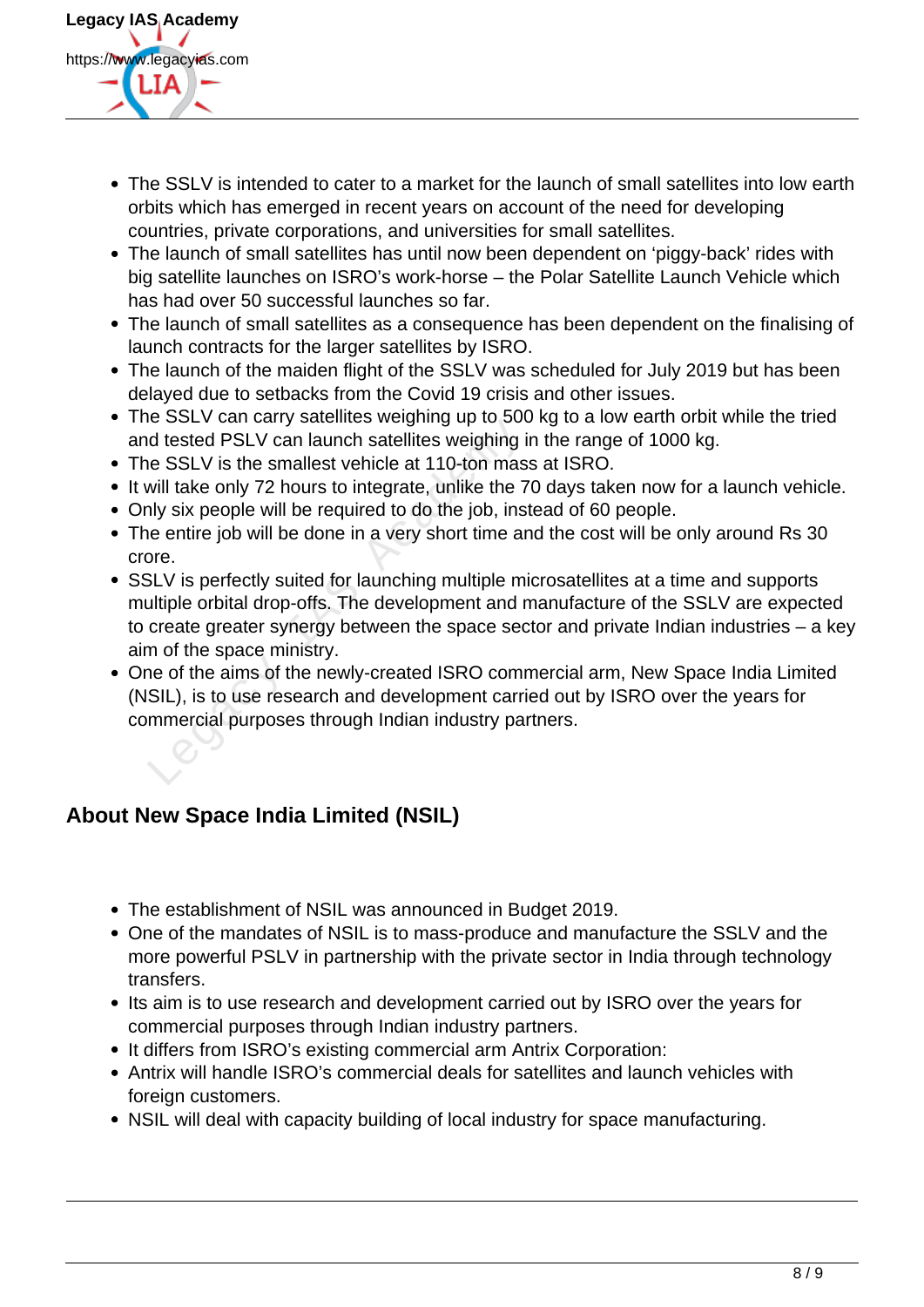- The SSLV is intended to cater to a market for the launch of small satellites into low earth orbits which has emerged in recent years on account of the need for developing countries, private corporations, and universities for small satellites.
- The launch of small satellites has until now been dependent on 'piggy-back' rides with big satellite launches on ISRO's work-horse – the Polar Satellite Launch Vehicle which has had over 50 successful launches so far.
- The launch of small satellites as a consequence has been dependent on the finalising of launch contracts for the larger satellites by ISRO.
- The launch of the maiden flight of the SSLV was scheduled for July 2019 but has been delayed due to setbacks from the Covid 19 crisis and other issues.
- The SSLV can carry satellites weighing up to 500 kg to a low earth orbit while the tried and tested PSLV can launch satellites weighing in the range of 1000 kg.
- The SSLV is the smallest vehicle at 110-ton mass at ISRO.
- It will take only 72 hours to integrate, unlike the 70 days taken now for a launch vehicle.
- Only six people will be required to do the job, instead of 60 people.
- The entire job will be done in a very short time and the cost will be only around Rs 30 crore.
- SSLV is perfectly suited for launching multiple microsatellites at a time and supports multiple orbital drop-offs. The development and manufacture of the SSLV are expected to create greater synergy between the space sector and private Indian industries – a key aim of the space ministry.
- One of the aims of the newly-created ISRO commercial arm, New Space India Limited (NSIL), is to use research and development carried out by ISRO over the years for commercial purposes through Indian industry partners.

## About New Space India Limited (NSIL)

- The establishment of NSIL was announced in Budget 2019.
- One of the mandates of NSIL is to mass-produce and manufacture the SSLV and the more powerful PSLV in partnership with the private sector in India through technology transfers.
- Its aim is to use research and development carried out by ISRO over the years for commercial purposes through Indian industry partners.
- It differs from ISRO's existing commercial arm Antrix Corporation:
- Antrix will handle ISRO's commercial deals for satellites and launch vehicles with foreign customers.
- NSIL will deal with capacity building of local industry for space manufacturing.